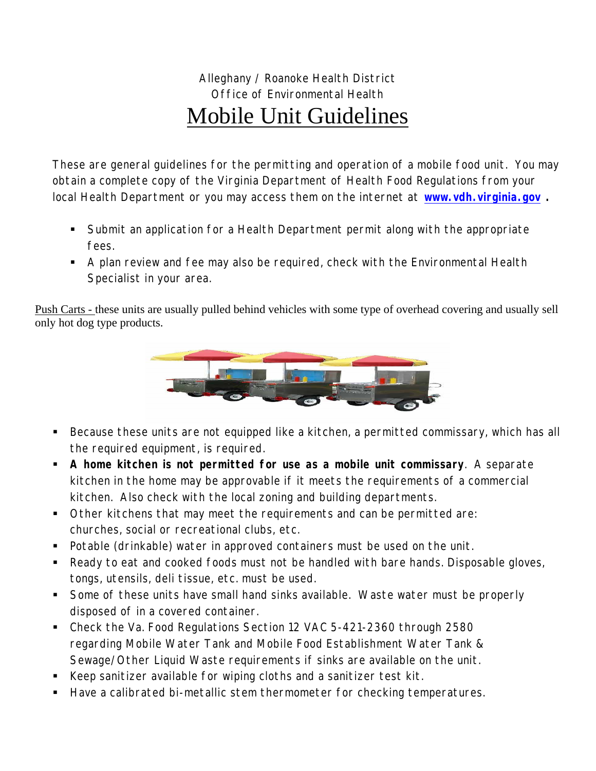Alleghany / Roanoke Health District

Office of Environmental Health

# Mobile Unit Guidelines

These are general guidelines for the permitting and operation of a mobile food unit. You may obtain a complete copy of the Virginia Department of Health Food Regulations from your local Health Department or you may access them on the internet at **www.vdh.virginia.gov** .

- Submit an application for a Health Department permit along with the appropriate fees.
- A plan review and fee may also be required, check with the Environmental Health Specialist in your area.

Push Carts - these units are usually pulled behind vehicles with some type of overhead covering and usually sell only hot dog type products.

- Because these units are not equipped like a kitchen, a permitted commissary, which has all the required equipment, is required.
- **A home kitchen is not permitted for use as a mobile unit commissary**. A separate kitchen in the home may be approvable if it meets the requirements of a commercial kitchen. Also check with the local zoning and building departments.
- Other kitchens that may meet the requirements and can be permitted are: churches, social or recreational clubs, etc.
- Potable (drinkable) water in approved containers must be used on the unit.
- Ready to eat and cooked foods must not be handled with bare hands. Disposable gloves, tongs, utensils, deli tissue, etc. must be used.
- Some of these units have small hand sinks available. Waste water must be properly disposed of in a covered container.
- Check the Va. Food Regulations Section 12 VAC 5-421-2360 through 2580 regarding Mobile Water Tank and Mobile Food Establishment Water Tank & Sewage/Other Liquid Waste requirements if sinks are available on the unit.
- Keep sanitizer available for wiping cloths and a sanitizer test kit.
- Have a calibrated bi-metallic stem thermometer for checking temperatures.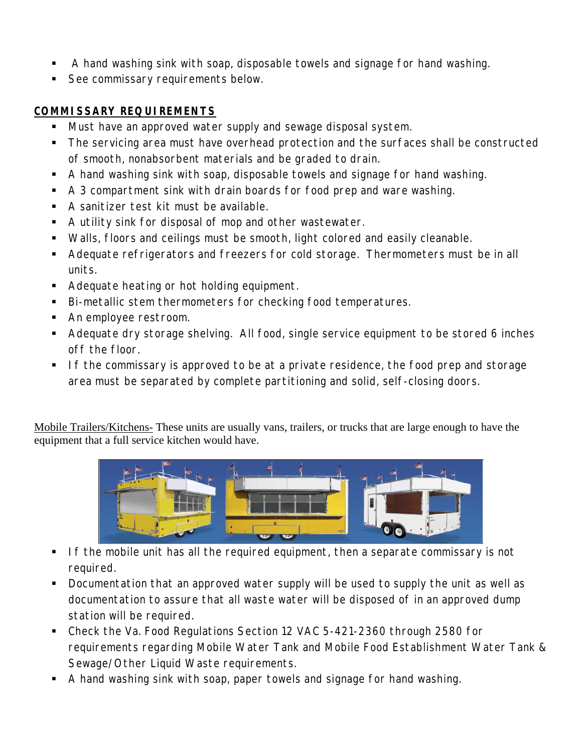- A hand washing sink with soap, disposable towels and signage for hand washing.
- See commissary requirements below.

**COMMISSARY REQUIREMENTS**

- Must have an approved water supply and sewage disposal system.
- The servicing area must have overhead protection and the surfaces shall be constructed of smooth, nonabsorbent materials and be graded to drain.
- A hand washing sink with soap, disposable towels and signage for hand washing.
- A 3 compartment sink with drain boards for food prep and ware washing.
- A sanitizer test kit must be available.
- A utility sink for disposal of mop and other wastewater.
- Walls, floors and ceilings must be smooth, light colored and easily cleanable.
- Adequate refrigerators and freezers for cold storage. Thermometers must be in all units.
- Adequate heating or hot holding equipment.
- Bi-metallic stem thermometers for checking food temperatures.
- An employee restroom.
- Adequate dry storage shelving. All food, single service equipment to be stored 6 inches off the floor.
- If the commissary is approved to be at a private residence, the food prep and storage area must be separated by complete partitioning and solid, self-closing doors.

Mobile Trailers/Kitchens- These units are usually vans, trailers, or trucks that are large enough to have the equipment that a full service kitchen would have.

- If the mobile unit has all the required equipment, then a separate commissary is not required.
- Documentation that an approved water supply will be used to supply the unit as well as documentation to assure that all waste water will be disposed of in an approved dump station will be required.
- Check the Va. Food Regulations Section 12 VAC 5-421-2360 through 2580 for requirements regarding Mobile Water Tank and Mobile Food Establishment Water Tank & Sewage/Other Liquid Waste requirements.
- A hand washing sink with soap, paper towels and signage for hand washing.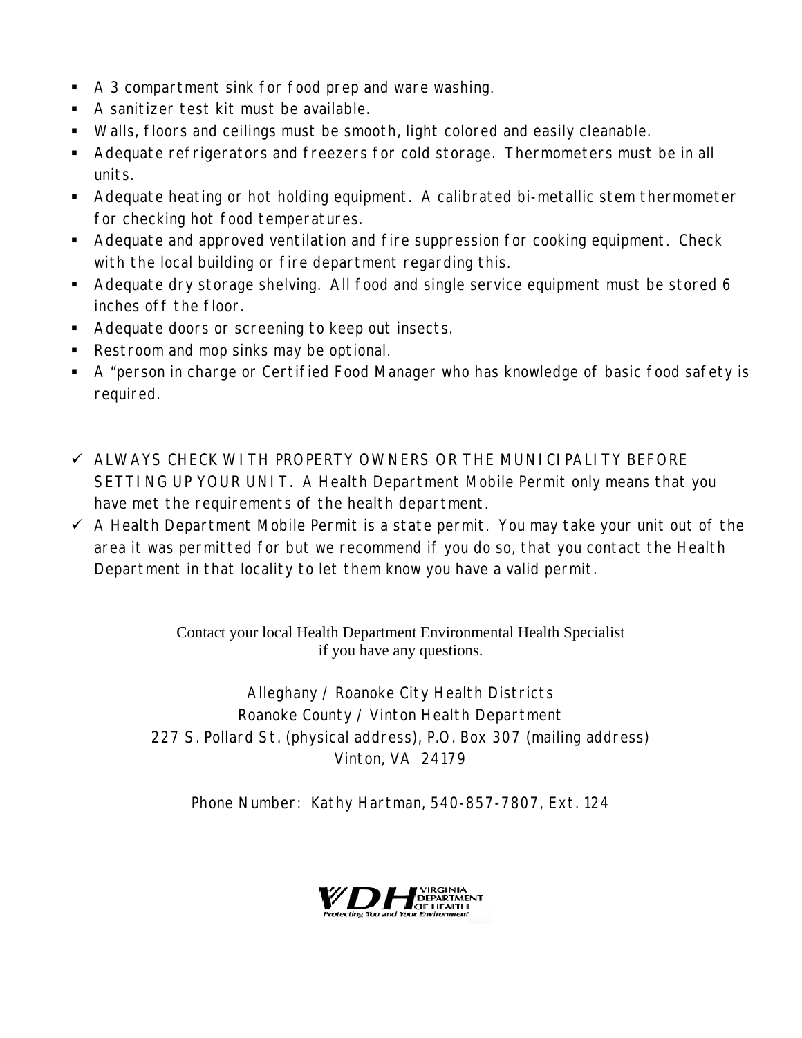- A 3 compartment sink for food prep and ware washing.
- A sanitizer test kit must be available.
- Walls, floors and ceilings must be smooth, light colored and easily cleanable.
- Adequate refrigerators and freezers for cold storage. Thermometers must be in all units.
- Adequate heating or hot holding equipment. A calibrated bi-metallic stem thermometer for checking hot food temperatures.
- Adequate and approved ventilation and fire suppression for cooking equipment. Check with the local building or fire department regarding this.
- Adequate dry storage shelving. All food and single service equipment must be stored 6 inches off the floor.
- Adequate doors or screening to keep out insects.
- Restroom and mop sinks may be optional.
- A "person in charge or Certified Food Manager who has knowledge of basic food safety is required.

✓ ALWAYS CHECK WITH PROPERTY OWNERS OR THE MUNICIPALITY BEFORE SETTING UP YOUR UNIT. A Health Department Mobile Permit only means that you have met the requirements of the health department.

✓ A Health Department Mobile Permit is a state permit. You may take your unit out of the area it was permitted for but we recommend if you do so, that you contact the Health Department in that locality to let them know you have a valid permit.

Contact your local Health Department Environmental Health Specialist
if you have any questions.

Alleghany / Roanoke City Health Districts
Roanoke County / Vinton Health Department
227 S. Pollard St. (physical address), P.O. Box 307 (mailing address)
Vinton, VA 24179

Phone Number: Kathy Hartman, 540-857-7807, Ext. 124

VDH VIRGINIA DEPARTMENT OF HEALTH
Protecting You and Your Environment